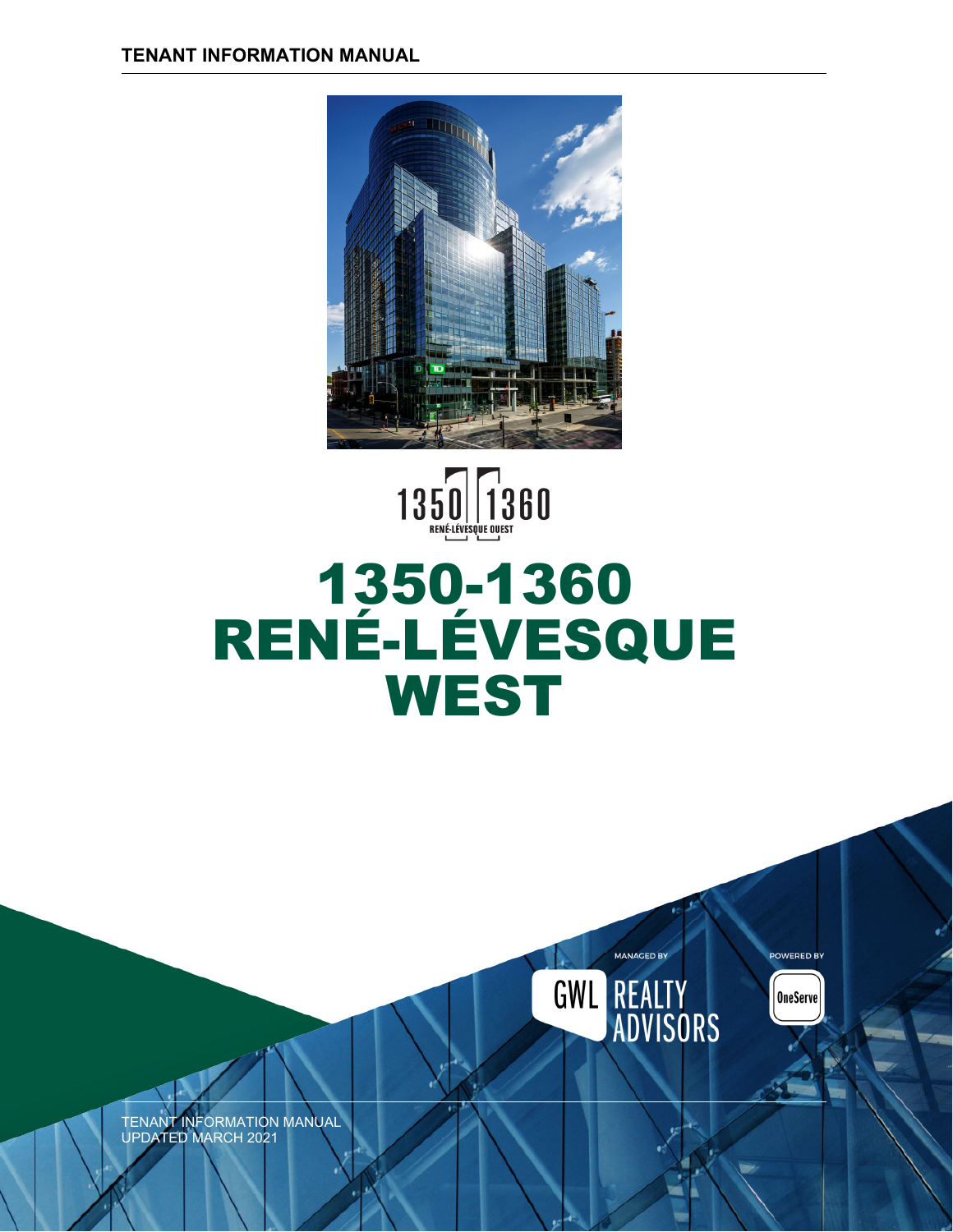TENANT INFORMATION MANUAL

1350 1360
RENÉ-LÉVESQUE OUEST

# 1350-1360 RENÉ-LÉVESQUE WEST

MANAGED BY

GWL REALTY ADVISORS

POWERED BY

OneServe

TENANT INFORMATION MANUAL
UPDATED MARCH 2021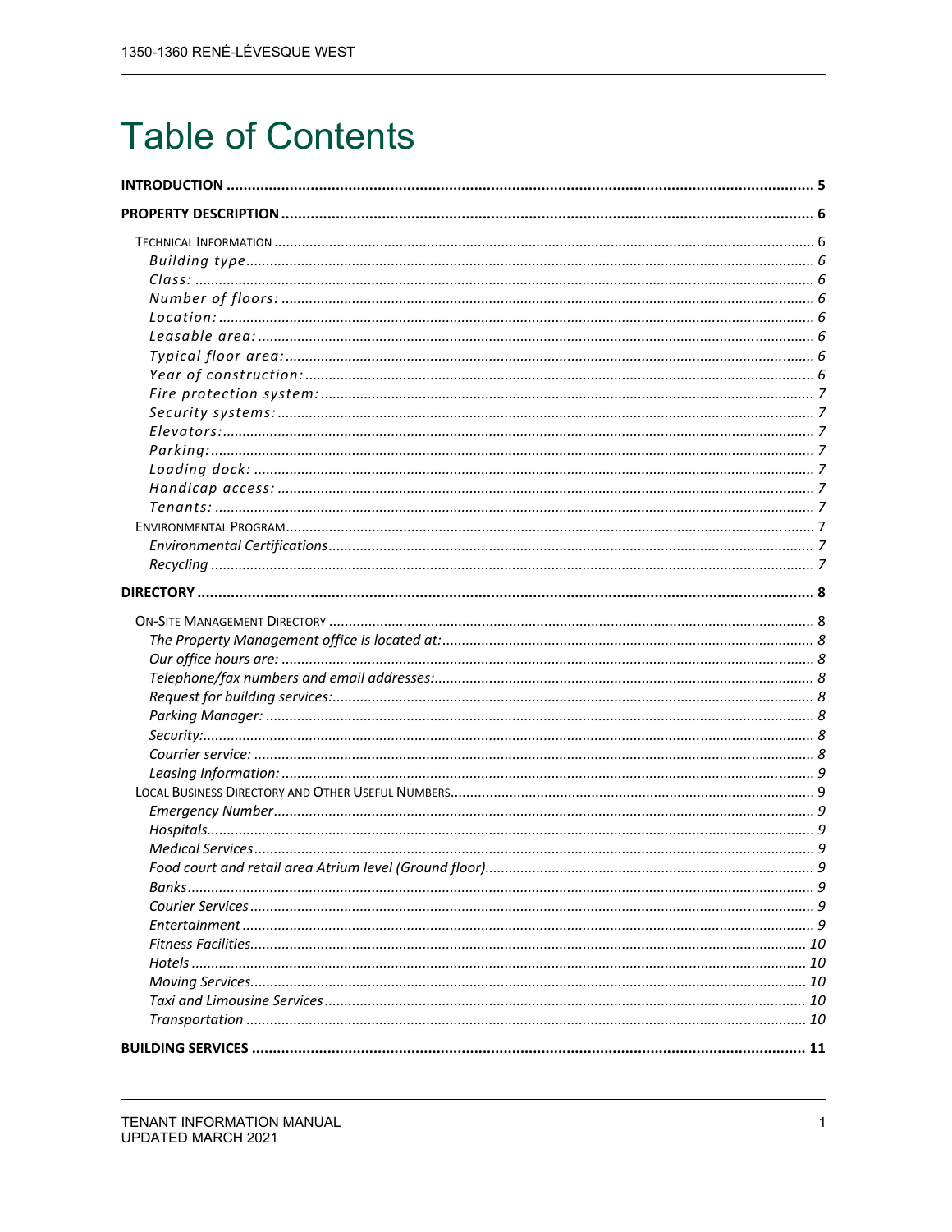# Table of Contents

**INTRODUCTION** ........................................ **5**

**PROPERTY DESCRIPTION** ........................................ **6**

- TECHNICAL INFORMATION ........................................ 6
  - *Building type* ........................................ *6*
  - *Class:* ........................................ *6*
  - *Number of floors:* ........................................ *6*
  - *Location:* ........................................ *6*
  - *Leasable area:* ........................................ *6*
  - *Typical floor area:* ........................................ *6*
  - *Year of construction:* ........................................ *6*
  - *Fire protection system:* ........................................ *7*
  - *Security systems:* ........................................ *7*
  - *Elevators:* ........................................ *7*
  - *Parking:* ........................................ *7*
  - *Loading dock:* ........................................ *7*
  - *Handicap access:* ........................................ *7*
  - *Tenants:* ........................................ *7*
- ENVIRONMENTAL PROGRAM ........................................ 7
  - *Environmental Certifications* ........................................ *7*
  - *Recycling* ........................................ *7*

**DIRECTORY** ........................................ **8**

- ON-SITE MANAGEMENT DIRECTORY ........................................ 8
  - *The Property Management office is located at:* ........................................ *8*
  - *Our office hours are:* ........................................ *8*
  - *Telephone/fax numbers and email addresses:* ........................................ *8*
  - *Request for building services:* ........................................ *8*
  - *Parking Manager:* ........................................ *8*
  - *Security:* ........................................ *8*
  - *Courrier service:* ........................................ *8*
  - *Leasing Information:* ........................................ *9*
- LOCAL BUSINESS DIRECTORY AND OTHER USEFUL NUMBERS ........................................ 9
  - *Emergency Number* ........................................ *9*
  - *Hospitals* ........................................ *9*
  - *Medical Services* ........................................ *9*
  - *Food court and retail area Atrium level (Ground floor)* ........................................ *9*
  - *Banks* ........................................ *9*
  - *Courier Services* ........................................ *9*
  - *Entertainment* ........................................ *9*
  - *Fitness Facilities* ........................................ *10*
  - *Hotels* ........................................ *10*
  - *Moving Services* ........................................ *10*
  - *Taxi and Limousine Services* ........................................ *10*
  - *Transportation* ........................................ *10*

**BUILDING SERVICES** ........................................ **11**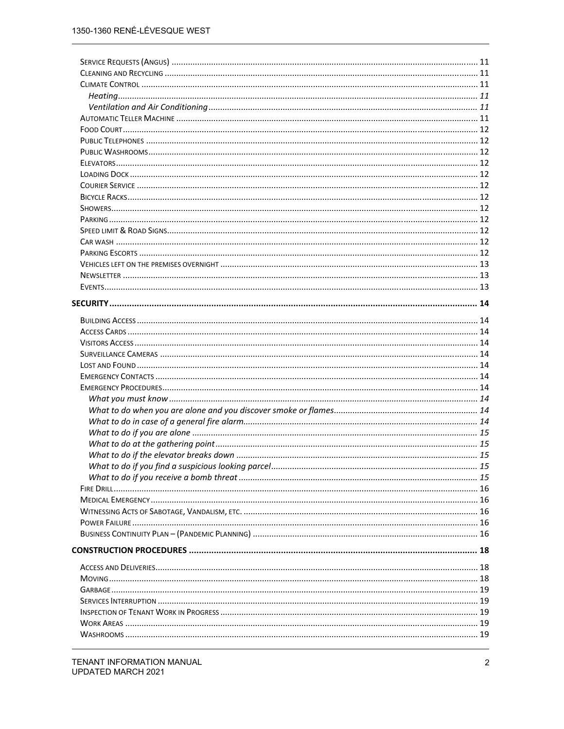Service Requests (Angus) ..... 11
Cleaning and Recycling ..... 11
Climate Control ..... 11
*Heating* ..... *11*
*Ventilation and Air Conditioning* ..... *11*
Automatic Teller Machine ..... 11
Food Court ..... 12
Public Telephones ..... 12
Public Washrooms ..... 12
Elevators ..... 12
Loading Dock ..... 12
Courier Service ..... 12
Bicycle Racks ..... 12
Showers ..... 12
Parking ..... 12
Speed limit & Road Signs ..... 12
Car wash ..... 12
Parking Escorts ..... 12
Vehicles left on the premises overnight ..... 13
Newsletter ..... 13
Events ..... 13

**SECURITY ..... 14**

Building Access ..... 14
Access Cards ..... 14
Visitors Access ..... 14
Surveillance Cameras ..... 14
Lost and Found ..... 14
Emergency Contacts ..... 14
Emergency Procedures ..... 14
*What you must know* ..... *14*
*What to do when you are alone and you discover smoke or flames* ..... *14*
*What to do in case of a general fire alarm* ..... *14*
*What to do if you are alone* ..... *15*
*What to do at the gathering point* ..... *15*
*What to do if the elevator breaks down* ..... *15*
*What to do if you find a suspicious looking parcel* ..... *15*
*What to do if you receive a bomb threat* ..... *15*
Fire Drill ..... 16
Medical Emergency ..... 16
Witnessing Acts of Sabotage, Vandalism, etc. ..... 16
Power Failure ..... 16
Business Continuity Plan – (Pandemic Planning) ..... 16

**CONSTRUCTION PROCEDURES ..... 18**

Access and Deliveries ..... 18
Moving ..... 18
Garbage ..... 19
Services Interruption ..... 19
Inspection of Tenant Work in Progress ..... 19
Work Areas ..... 19
Washrooms ..... 19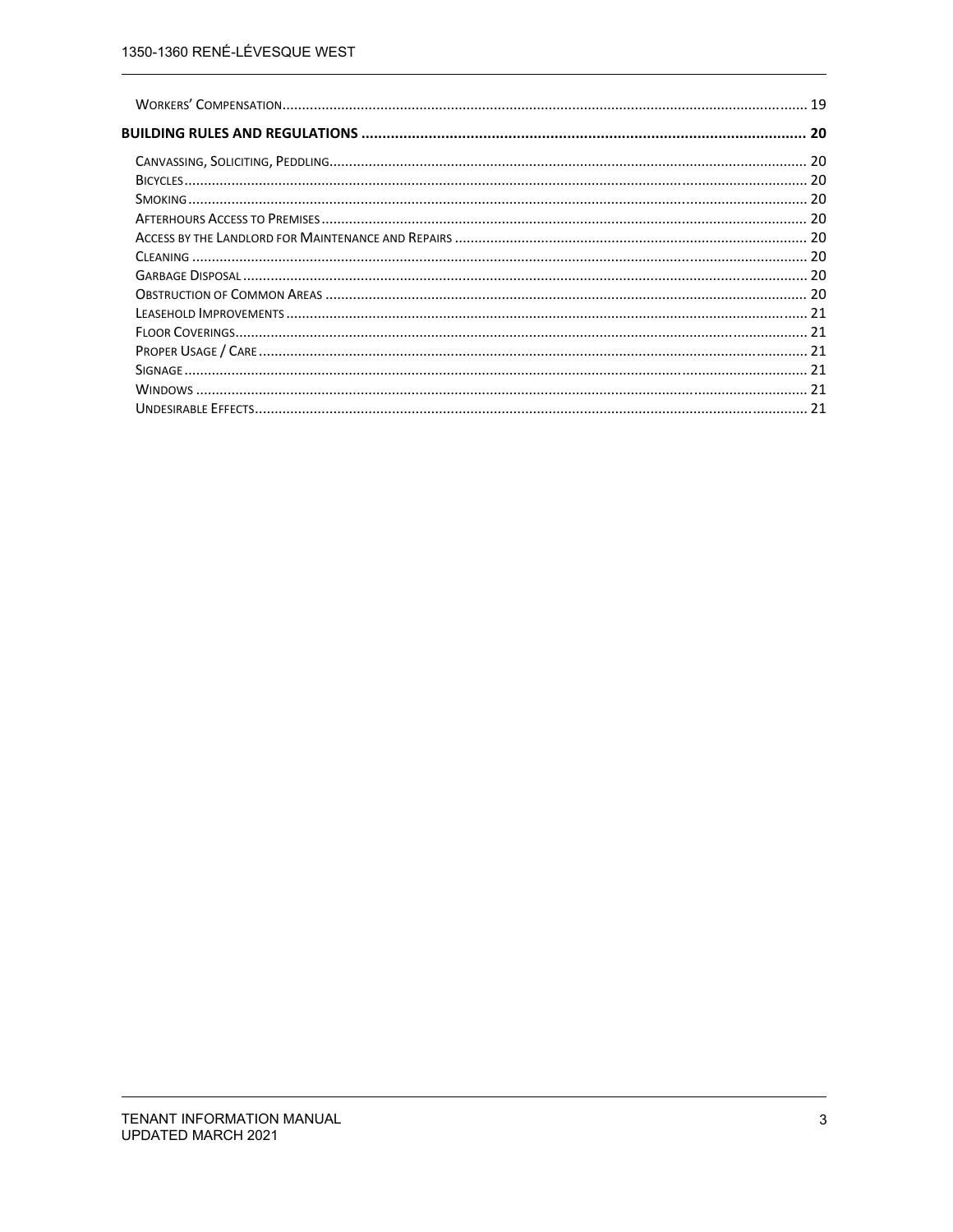Workers' Compensation ........ 19

**Building Rules and Regulations ........ 20**

Canvassing, Soliciting, Peddling ........ 20
Bicycles ........ 20
Smoking ........ 20
Afterhours Access to Premises ........ 20
Access by the Landlord for Maintenance and Repairs ........ 20
Cleaning ........ 20
Garbage Disposal ........ 20
Obstruction of Common Areas ........ 20
Leasehold Improvements ........ 21
Floor Coverings ........ 21
Proper Usage / Care ........ 21
Signage ........ 21
Windows ........ 21
Undesirable Effects ........ 21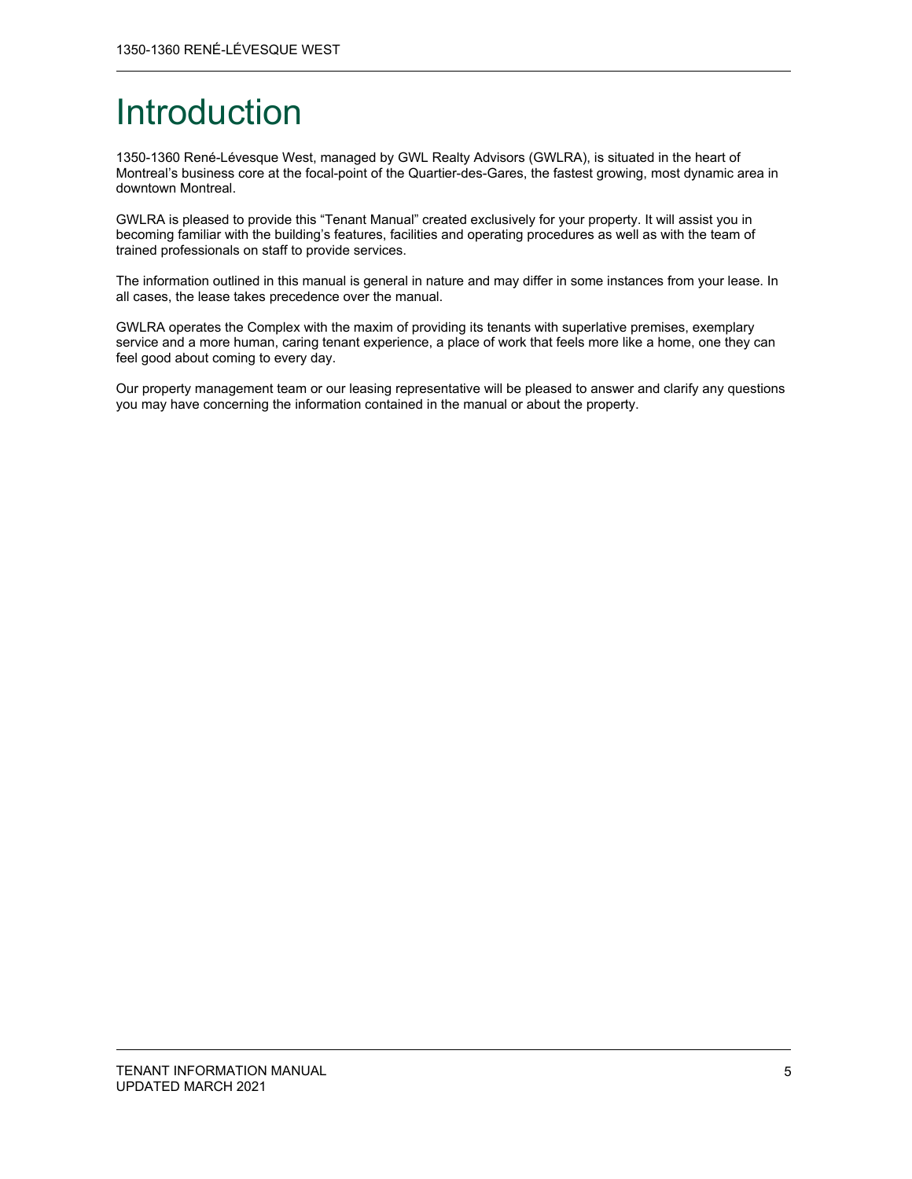# Introduction

1350-1360 René-Lévesque West, managed by GWL Realty Advisors (GWLRA), is situated in the heart of Montreal's business core at the focal-point of the Quartier-des-Gares, the fastest growing, most dynamic area in downtown Montreal.

GWLRA is pleased to provide this "Tenant Manual" created exclusively for your property. It will assist you in becoming familiar with the building's features, facilities and operating procedures as well as with the team of trained professionals on staff to provide services.

The information outlined in this manual is general in nature and may differ in some instances from your lease. In all cases, the lease takes precedence over the manual.

GWLRA operates the Complex with the maxim of providing its tenants with superlative premises, exemplary service and a more human, caring tenant experience, a place of work that feels more like a home, one they can feel good about coming to every day.

Our property management team or our leasing representative will be pleased to answer and clarify any questions you may have concerning the information contained in the manual or about the property.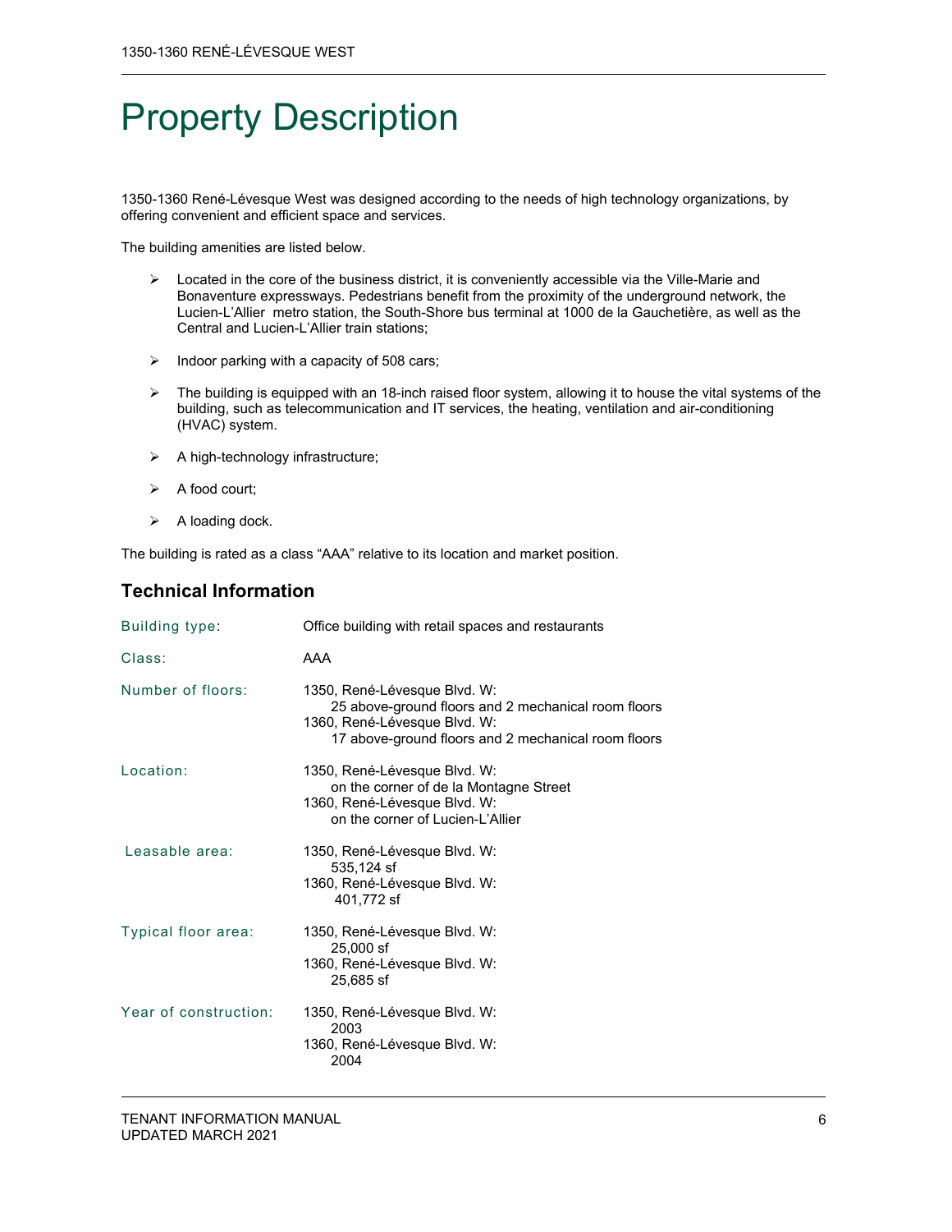# Property Description

1350-1360 René-Lévesque West was designed according to the needs of high technology organizations, by offering convenient and efficient space and services.

The building amenities are listed below.

- Located in the core of the business district, it is conveniently accessible via the Ville-Marie and Bonaventure expressways. Pedestrians benefit from the proximity of the underground network, the Lucien-L'Allier metro station, the South-Shore bus terminal at 1000 de la Gauchetière, as well as the Central and Lucien-L'Allier train stations;
- Indoor parking with a capacity of 508 cars;
- The building is equipped with an 18-inch raised floor system, allowing it to house the vital systems of the building, such as telecommunication and IT services, the heating, ventilation and air-conditioning (HVAC) system.
- A high-technology infrastructure;
- A food court;
- A loading dock.

The building is rated as a class "AAA" relative to its location and market position.

## Technical Information

| | |
|---|---|
| Building type: | Office building with retail spaces and restaurants |
| Class: | AAA |
| Number of floors: | 1350, René-Lévesque Blvd. W: 25 above-ground floors and 2 mechanical room floors<br>1360, René-Lévesque Blvd. W: 17 above-ground floors and 2 mechanical room floors |
| Location: | 1350, René-Lévesque Blvd. W: on the corner of de la Montagne Street<br>1360, René-Lévesque Blvd. W: on the corner of Lucien-L'Allier |
| Leasable area: | 1350, René-Lévesque Blvd. W: 535,124 sf<br>1360, René-Lévesque Blvd. W: 401,772 sf |
| Typical floor area: | 1350, René-Lévesque Blvd. W: 25,000 sf<br>1360, René-Lévesque Blvd. W: 25,685 sf |
| Year of construction: | 1350, René-Lévesque Blvd. W: 2003<br>1360, René-Lévesque Blvd. W: 2004 |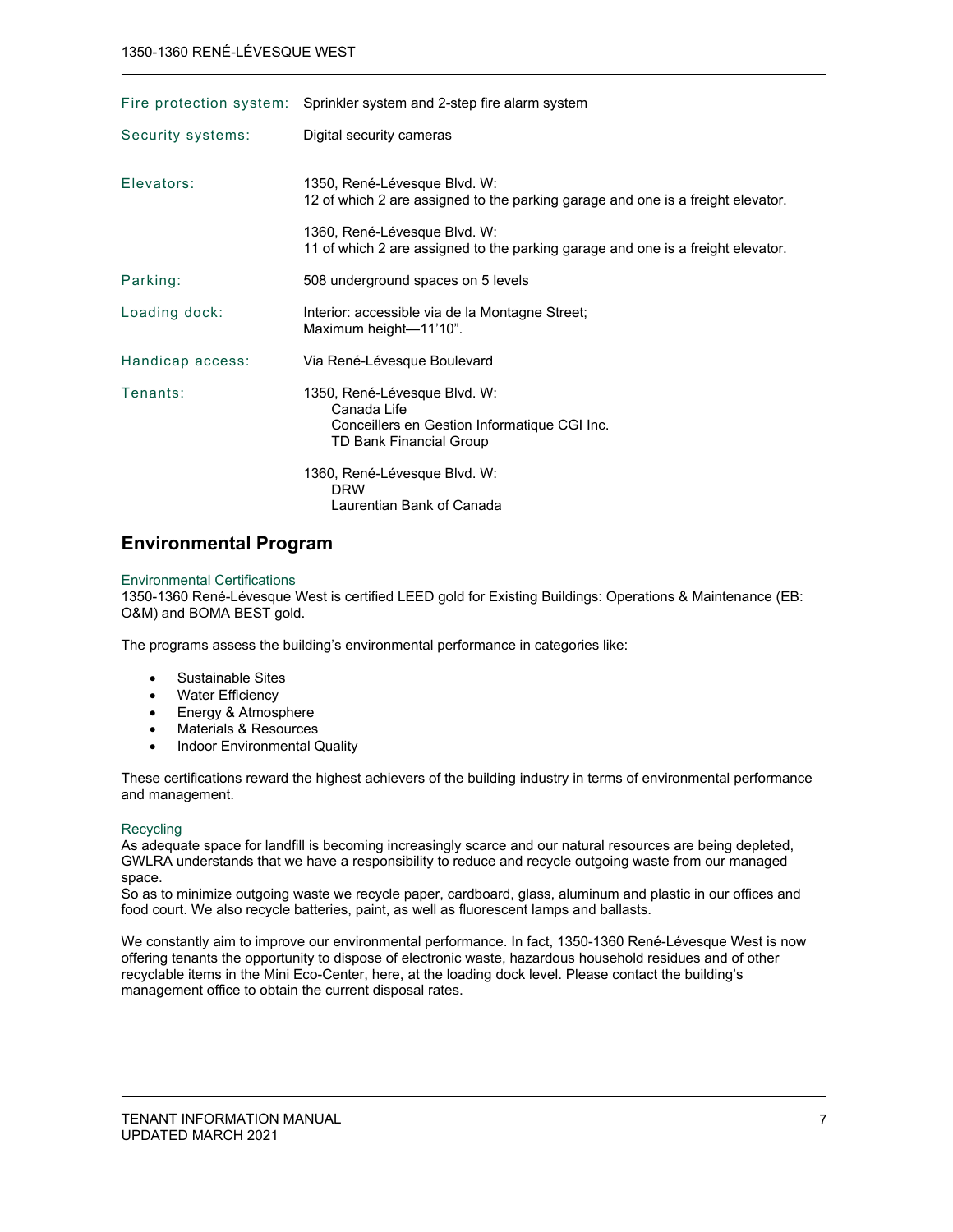| | |
|---|---|
| Fire protection system: | Sprinkler system and 2-step fire alarm system |
| Security systems: | Digital security cameras |
| Elevators: | 1350, René-Lévesque Blvd. W:<br>12 of which 2 are assigned to the parking garage and one is a freight elevator.<br><br>1360, René-Lévesque Blvd. W:<br>11 of which 2 are assigned to the parking garage and one is a freight elevator. |
| Parking: | 508 underground spaces on 5 levels |
| Loading dock: | Interior: accessible via de la Montagne Street;<br>Maximum height—11'10". |
| Handicap access: | Via René-Lévesque Boulevard |
| Tenants: | 1350, René-Lévesque Blvd. W:<br>Canada Life<br>Conceillers en Gestion Informatique CGI Inc.<br>TD Bank Financial Group<br><br>1360, René-Lévesque Blvd. W:<br>DRW<br>Laurentian Bank of Canada |

## Environmental Program

### Environmental Certifications

1350-1360 René-Lévesque West is certified LEED gold for Existing Buildings: Operations & Maintenance (EB: O&M) and BOMA BEST gold.

The programs assess the building's environmental performance in categories like:

- Sustainable Sites
- Water Efficiency
- Energy & Atmosphere
- Materials & Resources
- Indoor Environmental Quality

These certifications reward the highest achievers of the building industry in terms of environmental performance and management.

### Recycling

As adequate space for landfill is becoming increasingly scarce and our natural resources are being depleted, GWLRA understands that we have a responsibility to reduce and recycle outgoing waste from our managed space.
So as to minimize outgoing waste we recycle paper, cardboard, glass, aluminum and plastic in our offices and food court. We also recycle batteries, paint, as well as fluorescent lamps and ballasts.

We constantly aim to improve our environmental performance. In fact, 1350-1360 René-Lévesque West is now offering tenants the opportunity to dispose of electronic waste, hazardous household residues and of other recyclable items in the Mini Eco-Center, here, at the loading dock level. Please contact the building's management office to obtain the current disposal rates.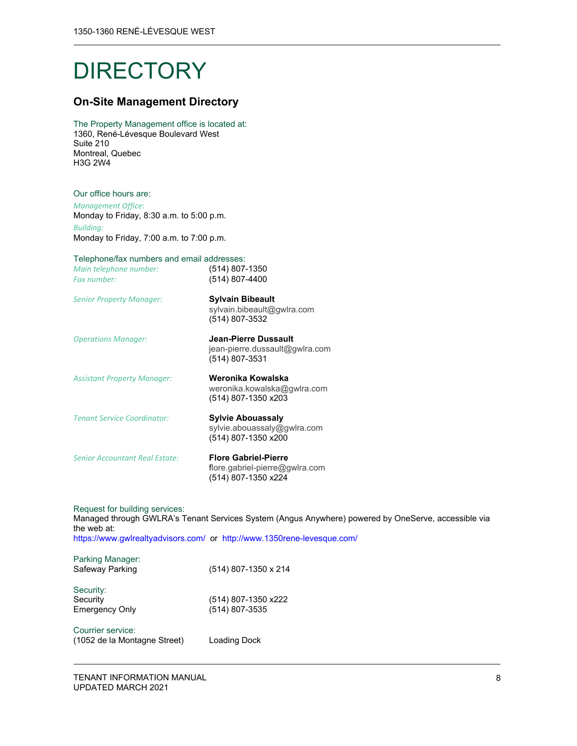# DIRECTORY

## On-Site Management Directory

The Property Management office is located at:
1360, René-Lévesque Boulevard West
Suite 210
Montreal, Quebec
H3G 2W4

Our office hours are:

*Management Office:*
Monday to Friday, 8:30 a.m. to 5:00 p.m.

*Building:*
Monday to Friday, 7:00 a.m. to 7:00 p.m.

Telephone/fax numbers and email addresses:

| | |
|---|---|
| *Main telephone number:* | (514) 807-1350 |
| *Fax number:* | (514) 807-4400 |
| *Senior Property Manager:* | **Sylvain Bibeault**<br>sylvain.bibeault@gwlra.com<br>(514) 807-3532 |
| *Operations Manager:* | **Jean-Pierre Dussault**<br>jean-pierre.dussault@gwlra.com<br>(514) 807-3531 |
| *Assistant Property Manager:* | **Weronika Kowalska**<br>weronika.kowalska@gwlra.com<br>(514) 807-1350 x203 |
| *Tenant Service Coordinator:* | **Sylvie Abouassaly**<br>sylvie.abouassaly@gwlra.com<br>(514) 807-1350 x200 |
| *Senior Accountant Real Estate:* | **Flore Gabriel-Pierre**<br>flore.gabriel-pierre@gwlra.com<br>(514) 807-1350 x224 |

Request for building services:
Managed through GWLRA's Tenant Services System (Angus Anywhere) powered by OneServe, accessible via the web at:
https://www.gwlrealtyadvisors.com/ or http://www.1350rene-levesque.com/

Parking Manager:

| | |
|---|---|
| Safeway Parking | (514) 807-1350 x 214 |

Security:

| | |
|---|---|
| Security | (514) 807-1350 x222 |
| Emergency Only | (514) 807-3535 |

Courier service:

| | |
|---|---|
| (1052 de la Montagne Street) | Loading Dock |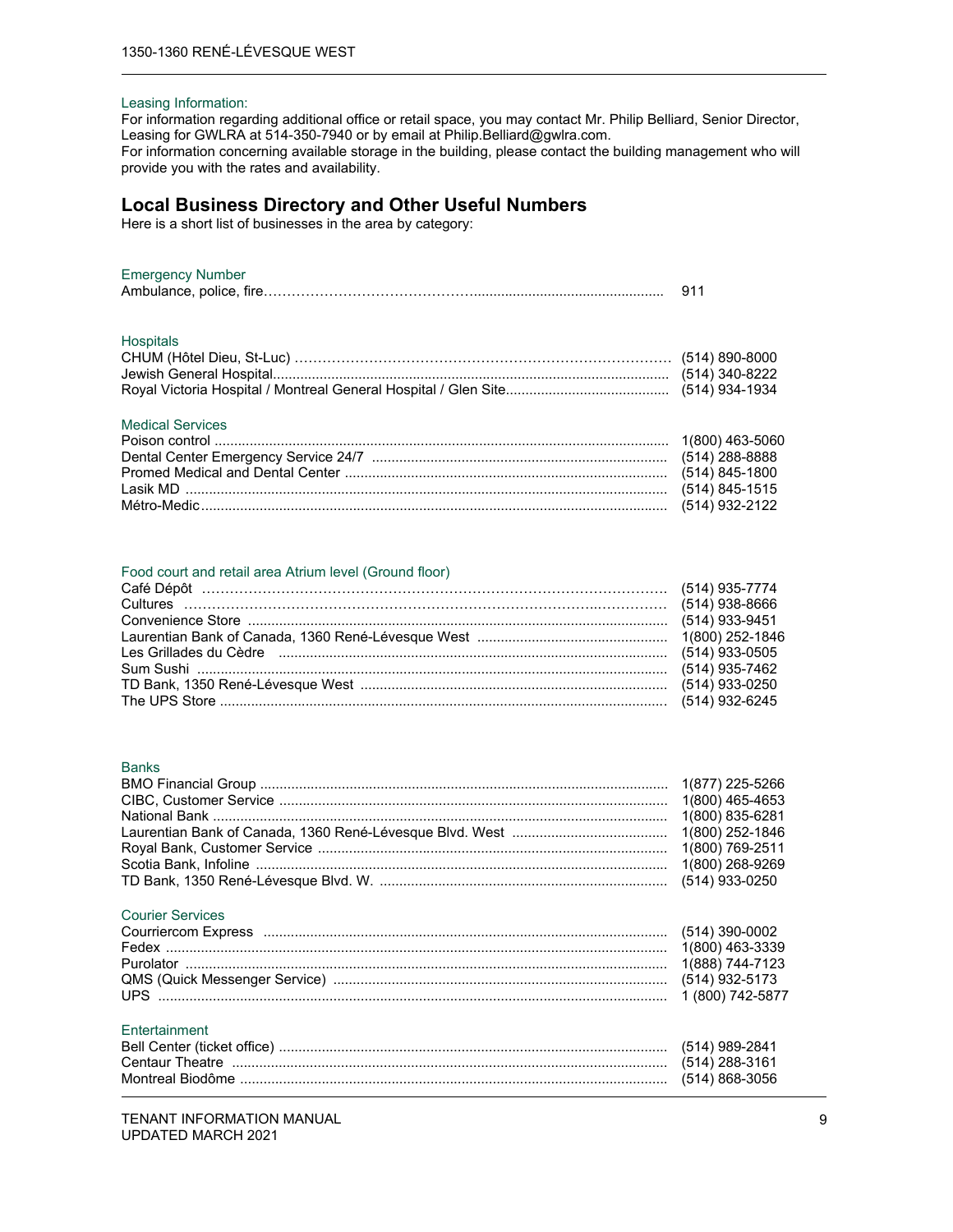Leasing Information:

For information regarding additional office or retail space, you may contact Mr. Philip Belliard, Senior Director, Leasing for GWLRA at 514-350-7940 or by email at Philip.Belliard@gwlra.com.

For information concerning available storage in the building, please contact the building management who will provide you with the rates and availability.

## Local Business Directory and Other Useful Numbers

Here is a short list of businesses in the area by category:

### Emergency Number

| | |
|---|---|
| Ambulance, police, fire | 911 |

### Hospitals

| | |
|---|---|
| CHUM (Hôtel Dieu, St-Luc) | (514) 890-8000 |
| Jewish General Hospital | (514) 340-8222 |
| Royal Victoria Hospital / Montreal General Hospital / Glen Site | (514) 934-1934 |

### Medical Services

| | |
|---|---|
| Poison control | 1(800) 463-5060 |
| Dental Center Emergency Service 24/7 | (514) 288-8888 |
| Promed Medical and Dental Center | (514) 845-1800 |
| Lasik MD | (514) 845-1515 |
| Métro-Medic | (514) 932-2122 |

### Food court and retail area Atrium level (Ground floor)

| | |
|---|---|
| Café Dépôt | (514) 935-7774 |
| Cultures | (514) 938-8666 |
| Convenience Store | (514) 933-9451 |
| Laurentian Bank of Canada, 1360 René-Lévesque West | 1(800) 252-1846 |
| Les Grillades du Cèdre | (514) 933-0505 |
| Sum Sushi | (514) 935-7462 |
| TD Bank, 1350 René-Lévesque West | (514) 933-0250 |
| The UPS Store | (514) 932-6245 |

### Banks

| | |
|---|---|
| BMO Financial Group | 1(877) 225-5266 |
| CIBC, Customer Service | 1(800) 465-4653 |
| National Bank | 1(800) 835-6281 |
| Laurentian Bank of Canada, 1360 René-Lévesque Blvd. West | 1(800) 252-1846 |
| Royal Bank, Customer Service | 1(800) 769-2511 |
| Scotia Bank, Infoline | 1(800) 268-9269 |
| TD Bank, 1350 René-Lévesque Blvd. W. | (514) 933-0250 |

### Courier Services

| | |
|---|---|
| Courriercom Express | (514) 390-0002 |
| Fedex | 1(800) 463-3339 |
| Purolator | 1(888) 744-7123 |
| QMS (Quick Messenger Service) | (514) 932-5173 |
| UPS | 1 (800) 742-5877 |

### Entertainment

| | |
|---|---|
| Bell Center (ticket office) | (514) 989-2841 |
| Centaur Theatre | (514) 288-3161 |
| Montreal Biodôme | (514) 868-3056 |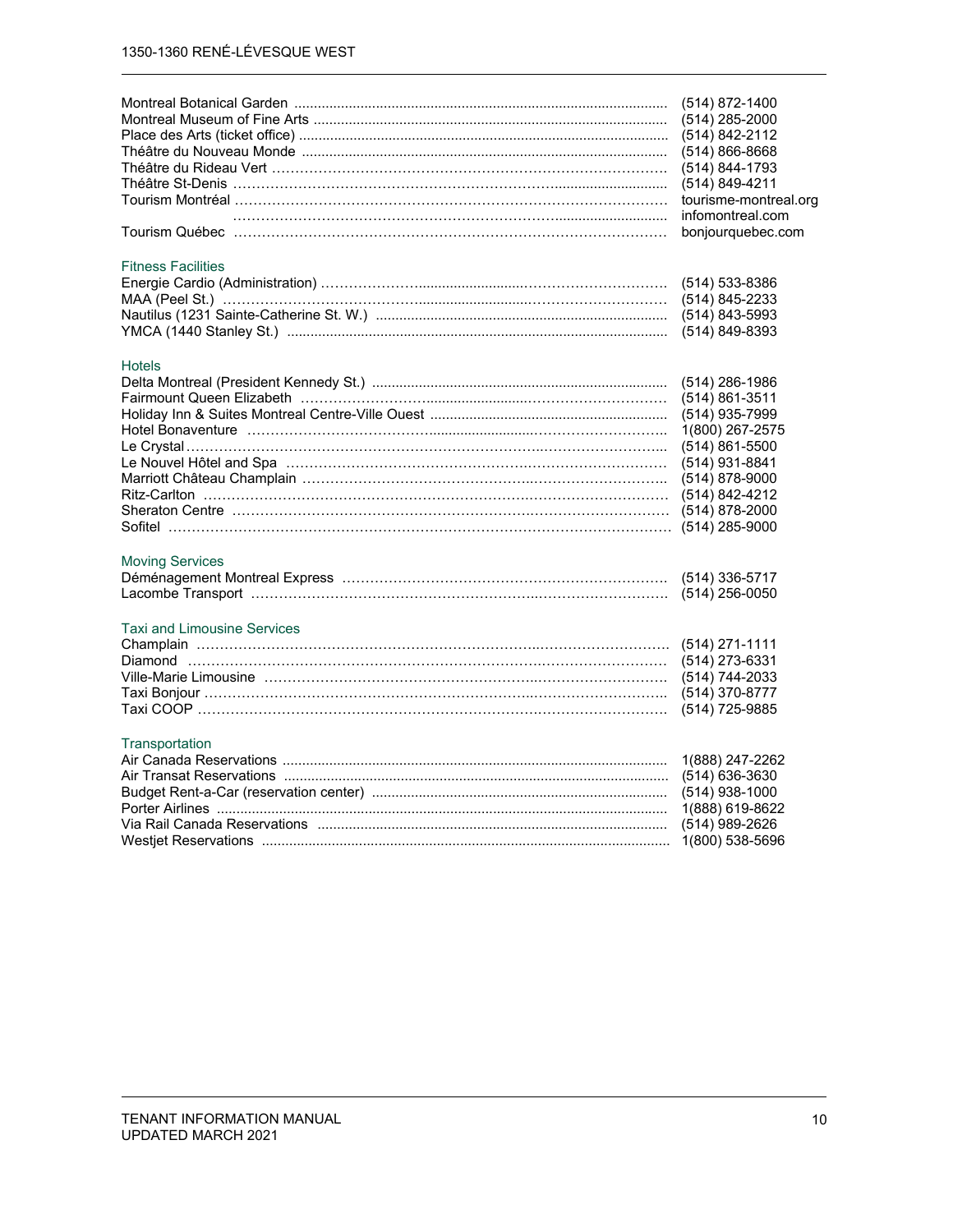| | |
|---|---|
| Montreal Botanical Garden | (514) 872-1400 |
| Montreal Museum of Fine Arts | (514) 285-2000 |
| Place des Arts (ticket office) | (514) 842-2112 |
| Théâtre du Nouveau Monde | (514) 866-8668 |
| Théâtre du Rideau Vert | (514) 844-1793 |
| Théâtre St-Denis | (514) 849-4211 |
| Tourism Montréal | tourisme-montreal.org |
| | infomontreal.com |
| Tourism Québec | bonjourquebec.com |

### Fitness Facilities

| | |
|---|---|
| Energie Cardio (Administration) | (514) 533-8386 |
| MAA (Peel St.) | (514) 845-2233 |
| Nautilus (1231 Sainte-Catherine St. W.) | (514) 843-5993 |
| YMCA (1440 Stanley St.) | (514) 849-8393 |

### Hotels

| | |
|---|---|
| Delta Montreal (President Kennedy St.) | (514) 286-1986 |
| Fairmount Queen Elizabeth | (514) 861-3511 |
| Holiday Inn & Suites Montreal Centre-Ville Ouest | (514) 935-7999 |
| Hotel Bonaventure | 1(800) 267-2575 |
| Le Crystal | (514) 861-5500 |
| Le Nouvel Hôtel and Spa | (514) 931-8841 |
| Marriott Château Champlain | (514) 878-9000 |
| Ritz-Carlton | (514) 842-4212 |
| Sheraton Centre | (514) 878-2000 |
| Sofitel | (514) 285-9000 |

### Moving Services

| | |
|---|---|
| Déménagement Montreal Express | (514) 336-5717 |
| Lacombe Transport | (514) 256-0050 |

### Taxi and Limousine Services

| | |
|---|---|
| Champlain | (514) 271-1111 |
| Diamond | (514) 273-6331 |
| Ville-Marie Limousine | (514) 744-2033 |
| Taxi Bonjour | (514) 370-8777 |
| Taxi COOP | (514) 725-9885 |

### Transportation

| | |
|---|---|
| Air Canada Reservations | 1(888) 247-2262 |
| Air Transat Reservations | (514) 636-3630 |
| Budget Rent-a-Car (reservation center) | (514) 938-1000 |
| Porter Airlines | 1(888) 619-8622 |
| Via Rail Canada Reservations | (514) 989-2626 |
| Westjet Reservations | 1(800) 538-5696 |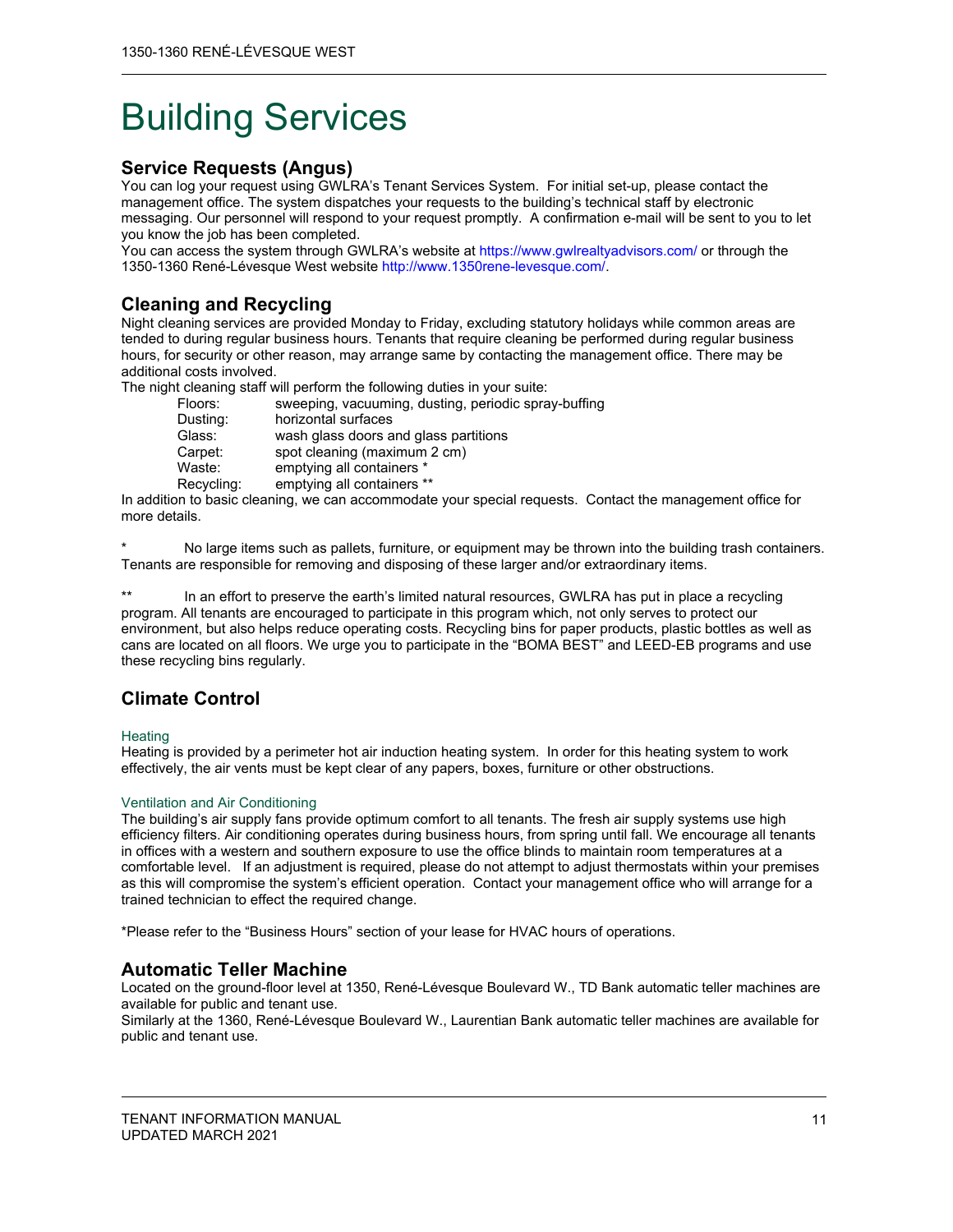# Building Services

## Service Requests (Angus)

You can log your request using GWLRA's Tenant Services System. For initial set-up, please contact the management office. The system dispatches your requests to the building's technical staff by electronic messaging. Our personnel will respond to your request promptly. A confirmation e-mail will be sent to you to let you know the job has been completed.

You can access the system through GWLRA's website at https://www.gwlrealtyadvisors.com/ or through the 1350-1360 René-Lévesque West website http://www.1350rene-levesque.com/.

## Cleaning and Recycling

Night cleaning services are provided Monday to Friday, excluding statutory holidays while common areas are tended to during regular business hours. Tenants that require cleaning be performed during regular business hours, for security or other reason, may arrange same by contacting the management office. There may be additional costs involved.

The night cleaning staff will perform the following duties in your suite:

| | |
|---|---|
| Floors: | sweeping, vacuuming, dusting, periodic spray-buffing |
| Dusting: | horizontal surfaces |
| Glass: | wash glass doors and glass partitions |
| Carpet: | spot cleaning (maximum 2 cm) |
| Waste: | emptying all containers * |
| Recycling: | emptying all containers ** |

In addition to basic cleaning, we can accommodate your special requests. Contact the management office for more details.

\* No large items such as pallets, furniture, or equipment may be thrown into the building trash containers. Tenants are responsible for removing and disposing of these larger and/or extraordinary items.

\*\* In an effort to preserve the earth's limited natural resources, GWLRA has put in place a recycling program. All tenants are encouraged to participate in this program which, not only serves to protect our environment, but also helps reduce operating costs. Recycling bins for paper products, plastic bottles as well as cans are located on all floors. We urge you to participate in the "BOMA BEST" and LEED-EB programs and use these recycling bins regularly.

## Climate Control

### Heating

Heating is provided by a perimeter hot air induction heating system. In order for this heating system to work effectively, the air vents must be kept clear of any papers, boxes, furniture or other obstructions.

### Ventilation and Air Conditioning

The building's air supply fans provide optimum comfort to all tenants. The fresh air supply systems use high efficiency filters. Air conditioning operates during business hours, from spring until fall. We encourage all tenants in offices with a western and southern exposure to use the office blinds to maintain room temperatures at a comfortable level. If an adjustment is required, please do not attempt to adjust thermostats within your premises as this will compromise the system's efficient operation. Contact your management office who will arrange for a trained technician to effect the required change.

*Please refer to the "Business Hours" section of your lease for HVAC hours of operations.

## Automatic Teller Machine

Located on the ground-floor level at 1350, René-Lévesque Boulevard W., TD Bank automatic teller machines are available for public and tenant use.

Similarly at the 1360, René-Lévesque Boulevard W., Laurentian Bank automatic teller machines are available for public and tenant use.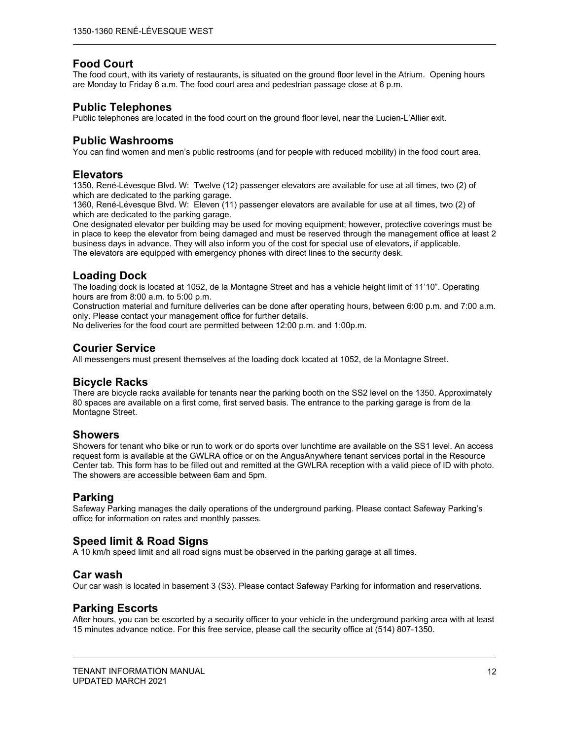## Food Court

The food court, with its variety of restaurants, is situated on the ground floor level in the Atrium. Opening hours are Monday to Friday 6 a.m. The food court area and pedestrian passage close at 6 p.m.

## Public Telephones

Public telephones are located in the food court on the ground floor level, near the Lucien-L'Allier exit.

## Public Washrooms

You can find women and men's public restrooms (and for people with reduced mobility) in the food court area.

## Elevators

1350, René-Lévesque Blvd. W: Twelve (12) passenger elevators are available for use at all times, two (2) of which are dedicated to the parking garage.
1360, René-Lévesque Blvd. W: Eleven (11) passenger elevators are available for use at all times, two (2) of which are dedicated to the parking garage.
One designated elevator per building may be used for moving equipment; however, protective coverings must be in place to keep the elevator from being damaged and must be reserved through the management office at least 2 business days in advance. They will also inform you of the cost for special use of elevators, if applicable.
The elevators are equipped with emergency phones with direct lines to the security desk.

## Loading Dock

The loading dock is located at 1052, de la Montagne Street and has a vehicle height limit of 11'10". Operating hours are from 8:00 a.m. to 5:00 p.m.
Construction material and furniture deliveries can be done after operating hours, between 6:00 p.m. and 7:00 a.m. only. Please contact your management office for further details.
No deliveries for the food court are permitted between 12:00 p.m. and 1:00p.m.

## Courier Service

All messengers must present themselves at the loading dock located at 1052, de la Montagne Street.

## Bicycle Racks

There are bicycle racks available for tenants near the parking booth on the SS2 level on the 1350. Approximately 80 spaces are available on a first come, first served basis. The entrance to the parking garage is from de la Montagne Street.

## Showers

Showers for tenant who bike or run to work or do sports over lunchtime are available on the SS1 level. An access request form is available at the GWLRA office or on the AngusAnywhere tenant services portal in the Resource Center tab. This form has to be filled out and remitted at the GWLRA reception with a valid piece of ID with photo. The showers are accessible between 6am and 5pm.

## Parking

Safeway Parking manages the daily operations of the underground parking. Please contact Safeway Parking's office for information on rates and monthly passes.

## Speed limit & Road Signs

A 10 km/h speed limit and all road signs must be observed in the parking garage at all times.

## Car wash

Our car wash is located in basement 3 (S3). Please contact Safeway Parking for information and reservations.

## Parking Escorts

After hours, you can be escorted by a security officer to your vehicle in the underground parking area with at least 15 minutes advance notice. For this free service, please call the security office at (514) 807-1350.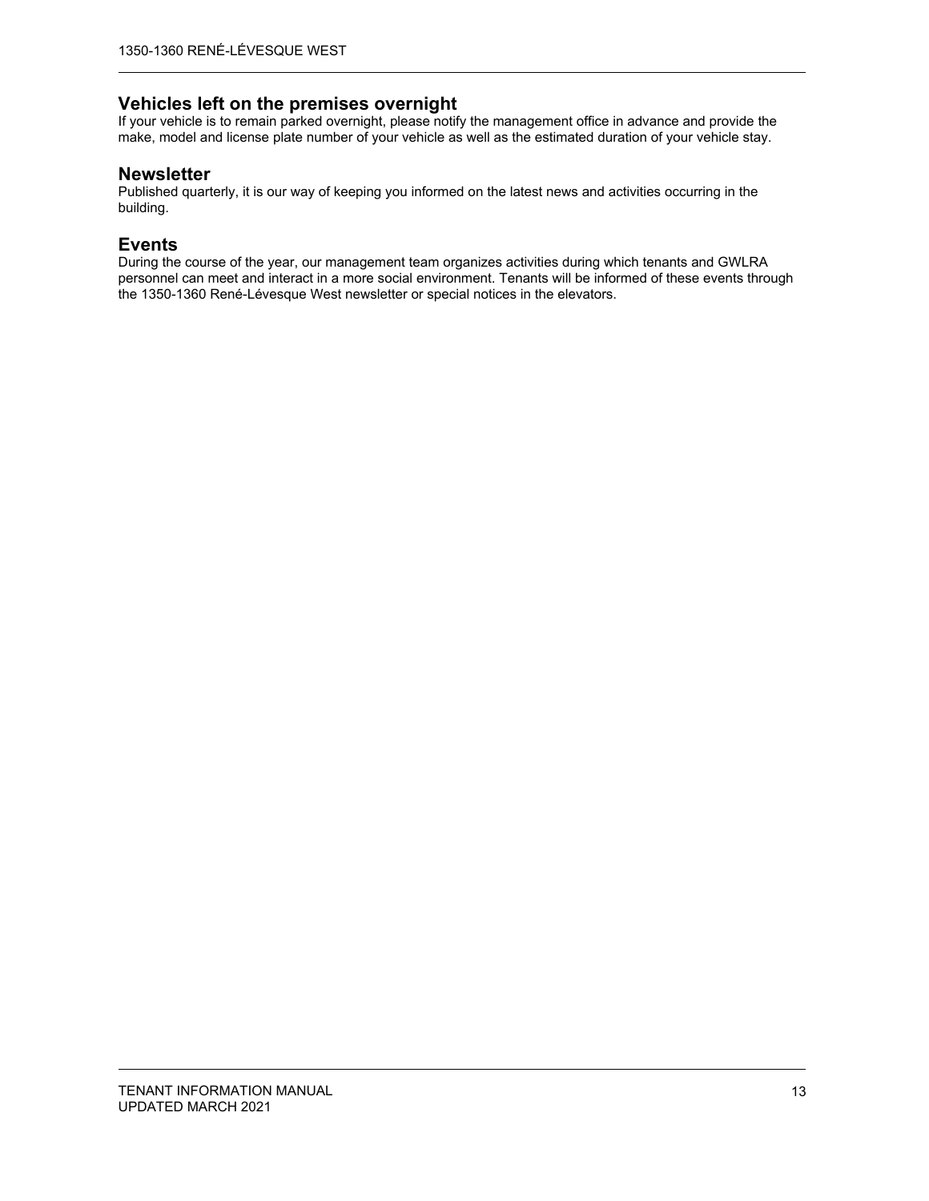## Vehicles left on the premises overnight

If your vehicle is to remain parked overnight, please notify the management office in advance and provide the make, model and license plate number of your vehicle as well as the estimated duration of your vehicle stay.

## Newsletter

Published quarterly, it is our way of keeping you informed on the latest news and activities occurring in the building.

## Events

During the course of the year, our management team organizes activities during which tenants and GWLRA personnel can meet and interact in a more social environment. Tenants will be informed of these events through the 1350-1360 René-Lévesque West newsletter or special notices in the elevators.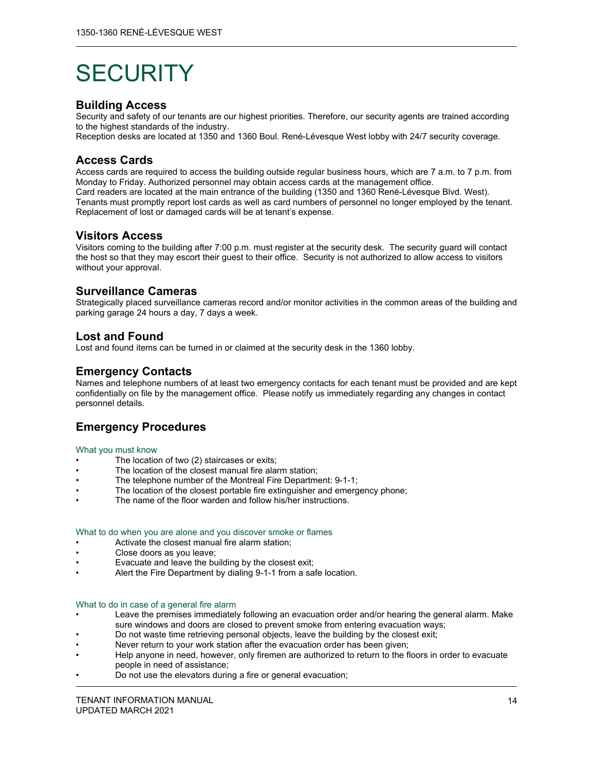# SECURITY

## Building Access

Security and safety of our tenants are our highest priorities. Therefore, our security agents are trained according to the highest standards of the industry.

Reception desks are located at 1350 and 1360 Boul. René-Lévesque West lobby with 24/7 security coverage.

## Access Cards

Access cards are required to access the building outside regular business hours, which are 7 a.m. to 7 p.m. from Monday to Friday. Authorized personnel may obtain access cards at the management office.

Card readers are located at the main entrance of the building (1350 and 1360 René-Lévesque Blvd. West).

Tenants must promptly report lost cards as well as card numbers of personnel no longer employed by the tenant. Replacement of lost or damaged cards will be at tenant's expense.

## Visitors Access

Visitors coming to the building after 7:00 p.m. must register at the security desk. The security guard will contact the host so that they may escort their guest to their office. Security is not authorized to allow access to visitors without your approval.

## Surveillance Cameras

Strategically placed surveillance cameras record and/or monitor activities in the common areas of the building and parking garage 24 hours a day, 7 days a week.

## Lost and Found

Lost and found items can be turned in or claimed at the security desk in the 1360 lobby.

## Emergency Contacts

Names and telephone numbers of at least two emergency contacts for each tenant must be provided and are kept confidentially on file by the management office. Please notify us immediately regarding any changes in contact personnel details.

## Emergency Procedures

### What you must know

- The location of two (2) staircases or exits;
- The location of the closest manual fire alarm station;
- The telephone number of the Montreal Fire Department: 9-1-1;
- The location of the closest portable fire extinguisher and emergency phone;
- The name of the floor warden and follow his/her instructions.

### What to do when you are alone and you discover smoke or flames

- Activate the closest manual fire alarm station;
- Close doors as you leave;
- Evacuate and leave the building by the closest exit;
- Alert the Fire Department by dialing 9-1-1 from a safe location.

### What to do in case of a general fire alarm

- Leave the premises immediately following an evacuation order and/or hearing the general alarm. Make sure windows and doors are closed to prevent smoke from entering evacuation ways;
- Do not waste time retrieving personal objects, leave the building by the closest exit;
- Never return to your work station after the evacuation order has been given;
- Help anyone in need, however, only firemen are authorized to return to the floors in order to evacuate people in need of assistance;
- Do not use the elevators during a fire or general evacuation;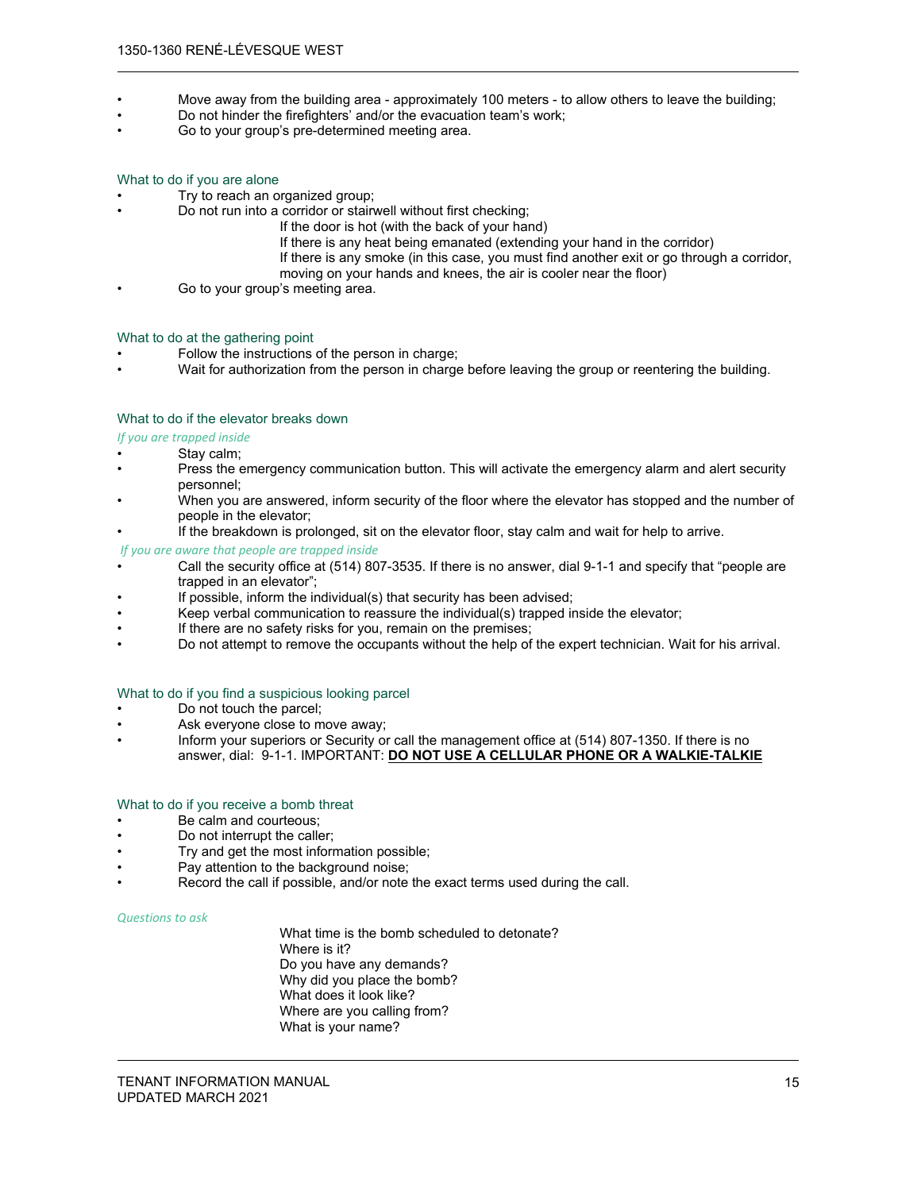- Move away from the building area - approximately 100 meters - to allow others to leave the building;
- Do not hinder the firefighters' and/or the evacuation team's work;
- Go to your group's pre-determined meeting area.

### What to do if you are alone

- Try to reach an organized group;
- Do not run into a corridor or stairwell without first checking;
  - If the door is hot (with the back of your hand)
  - If there is any heat being emanated (extending your hand in the corridor)
  - If there is any smoke (in this case, you must find another exit or go through a corridor, moving on your hands and knees, the air is cooler near the floor)
- Go to your group's meeting area.

### What to do at the gathering point

- Follow the instructions of the person in charge;
- Wait for authorization from the person in charge before leaving the group or reentering the building.

### What to do if the elevator breaks down

*If you are trapped inside*

- Stay calm;
- Press the emergency communication button. This will activate the emergency alarm and alert security personnel;
- When you are answered, inform security of the floor where the elevator has stopped and the number of people in the elevator;
- If the breakdown is prolonged, sit on the elevator floor, stay calm and wait for help to arrive.

*If you are aware that people are trapped inside*

- Call the security office at (514) 807-3535. If there is no answer, dial 9-1-1 and specify that "people are trapped in an elevator";
- If possible, inform the individual(s) that security has been advised;
- Keep verbal communication to reassure the individual(s) trapped inside the elevator;
- If there are no safety risks for you, remain on the premises;
- Do not attempt to remove the occupants without the help of the expert technician. Wait for his arrival.

### What to do if you find a suspicious looking parcel

- Do not touch the parcel;
- Ask everyone close to move away;
- Inform your superiors or Security or call the management office at (514) 807-1350. If there is no answer, dial: 9-1-1. IMPORTANT: **DO NOT USE A CELLULAR PHONE OR A WALKIE-TALKIE**

### What to do if you receive a bomb threat

- Be calm and courteous;
- Do not interrupt the caller;
- Try and get the most information possible;
- Pay attention to the background noise;
- Record the call if possible, and/or note the exact terms used during the call.

*Questions to ask*

What time is the bomb scheduled to detonate?
Where is it?
Do you have any demands?
Why did you place the bomb?
What does it look like?
Where are you calling from?
What is your name?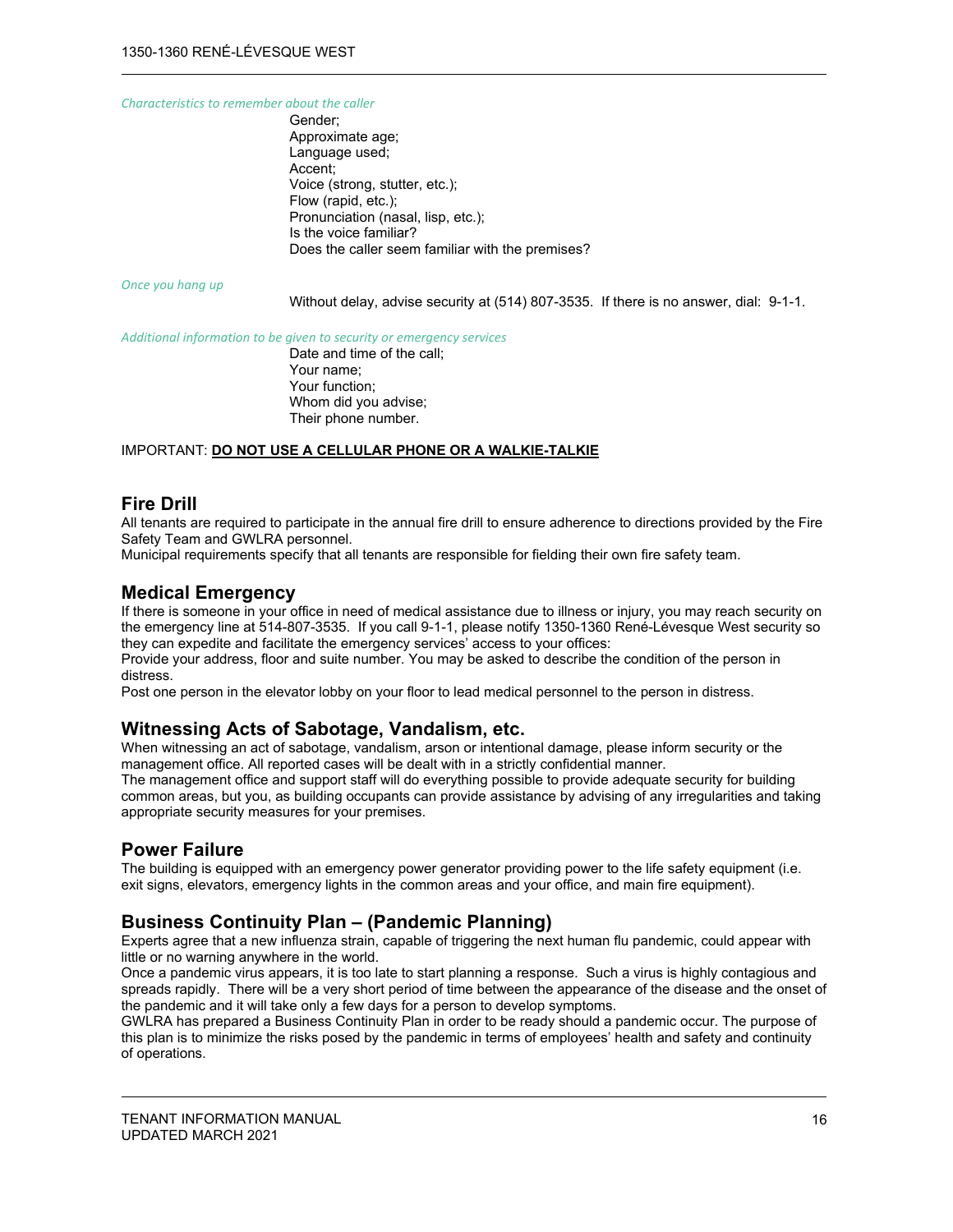*Characteristics to remember about the caller*

Gender;
Approximate age;
Language used;
Accent;
Voice (strong, stutter, etc.);
Flow (rapid, etc.);
Pronunciation (nasal, lisp, etc.);
Is the voice familiar?
Does the caller seem familiar with the premises?

*Once you hang up*

Without delay, advise security at (514) 807-3535. If there is no answer, dial: 9-1-1.

*Additional information to be given to security or emergency services*

Date and time of the call;
Your name;
Your function;
Whom did you advise;
Their phone number.

IMPORTANT: **DO NOT USE A CELLULAR PHONE OR A WALKIE-TALKIE**

## Fire Drill

All tenants are required to participate in the annual fire drill to ensure adherence to directions provided by the Fire Safety Team and GWLRA personnel.
Municipal requirements specify that all tenants are responsible for fielding their own fire safety team.

## Medical Emergency

If there is someone in your office in need of medical assistance due to illness or injury, you may reach security on the emergency line at 514-807-3535. If you call 9-1-1, please notify 1350-1360 René-Lévesque West security so they can expedite and facilitate the emergency services' access to your offices:
Provide your address, floor and suite number. You may be asked to describe the condition of the person in distress.
Post one person in the elevator lobby on your floor to lead medical personnel to the person in distress.

## Witnessing Acts of Sabotage, Vandalism, etc.

When witnessing an act of sabotage, vandalism, arson or intentional damage, please inform security or the management office. All reported cases will be dealt with in a strictly confidential manner.
The management office and support staff will do everything possible to provide adequate security for building common areas, but you, as building occupants can provide assistance by advising of any irregularities and taking appropriate security measures for your premises.

## Power Failure

The building is equipped with an emergency power generator providing power to the life safety equipment (i.e. exit signs, elevators, emergency lights in the common areas and your office, and main fire equipment).

## Business Continuity Plan – (Pandemic Planning)

Experts agree that a new influenza strain, capable of triggering the next human flu pandemic, could appear with little or no warning anywhere in the world.
Once a pandemic virus appears, it is too late to start planning a response. Such a virus is highly contagious and spreads rapidly. There will be a very short period of time between the appearance of the disease and the onset of the pandemic and it will take only a few days for a person to develop symptoms.
GWLRA has prepared a Business Continuity Plan in order to be ready should a pandemic occur. The purpose of this plan is to minimize the risks posed by the pandemic in terms of employees' health and safety and continuity of operations.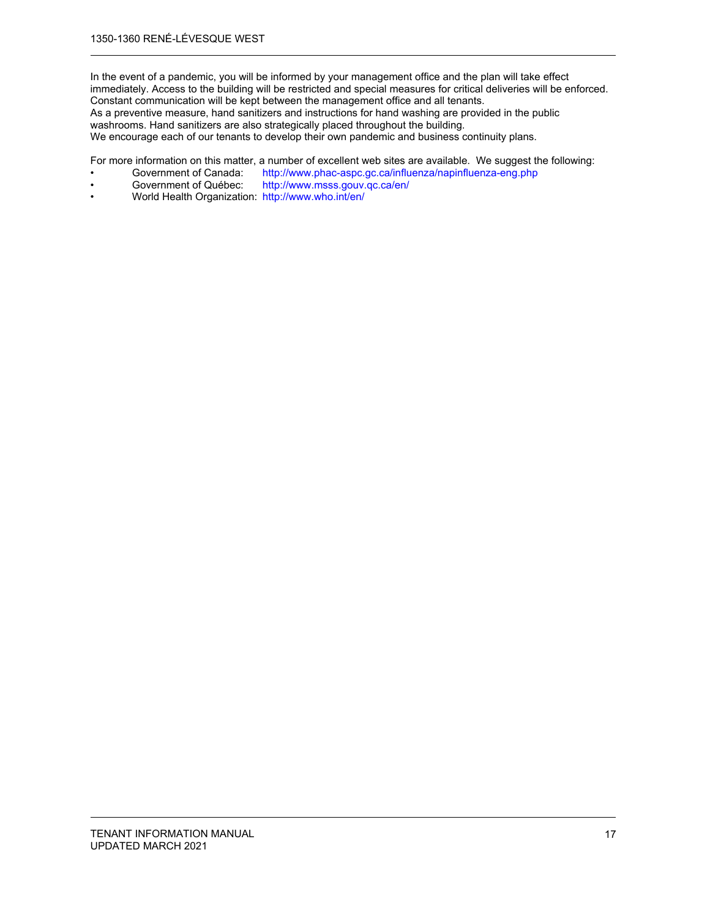In the event of a pandemic, you will be informed by your management office and the plan will take effect immediately. Access to the building will be restricted and special measures for critical deliveries will be enforced. Constant communication will be kept between the management office and all tenants.
As a preventive measure, hand sanitizers and instructions for hand washing are provided in the public washrooms. Hand sanitizers are also strategically placed throughout the building.
We encourage each of our tenants to develop their own pandemic and business continuity plans.

For more information on this matter, a number of excellent web sites are available. We suggest the following:

- Government of Canada: http://www.phac-aspc.gc.ca/influenza/napinfluenza-eng.php
- Government of Québec: http://www.msss.gouv.qc.ca/en/
- World Health Organization: http://www.who.int/en/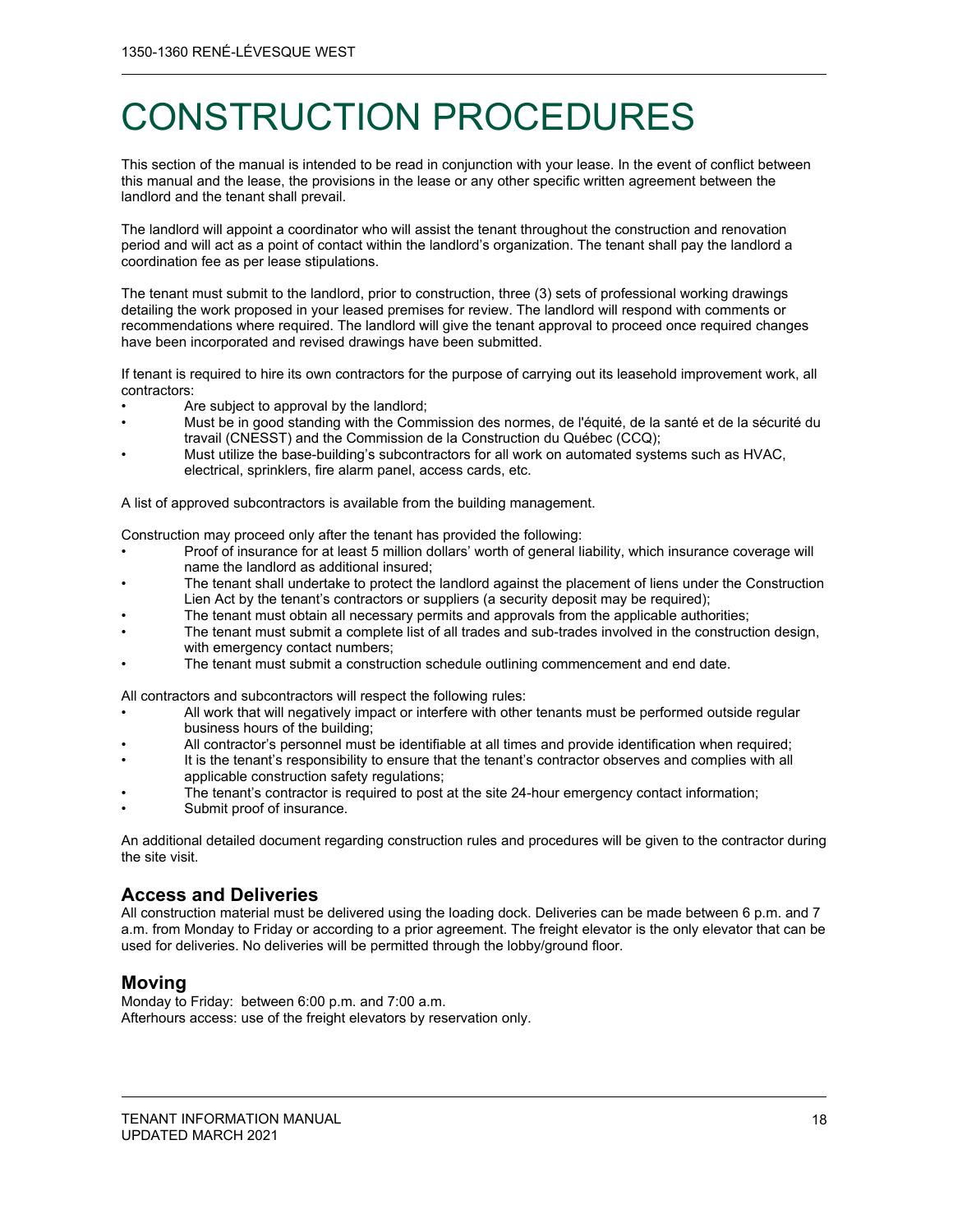# CONSTRUCTION PROCEDURES

This section of the manual is intended to be read in conjunction with your lease. In the event of conflict between this manual and the lease, the provisions in the lease or any other specific written agreement between the landlord and the tenant shall prevail.

The landlord will appoint a coordinator who will assist the tenant throughout the construction and renovation period and will act as a point of contact within the landlord's organization. The tenant shall pay the landlord a coordination fee as per lease stipulations.

The tenant must submit to the landlord, prior to construction, three (3) sets of professional working drawings detailing the work proposed in your leased premises for review. The landlord will respond with comments or recommendations where required. The landlord will give the tenant approval to proceed once required changes have been incorporated and revised drawings have been submitted.

If tenant is required to hire its own contractors for the purpose of carrying out its leasehold improvement work, all contractors:

- Are subject to approval by the landlord;
- Must be in good standing with the Commission des normes, de l'équité, de la santé et de la sécurité du travail (CNESST) and the Commission de la Construction du Québec (CCQ);
- Must utilize the base-building's subcontractors for all work on automated systems such as HVAC, electrical, sprinklers, fire alarm panel, access cards, etc.

A list of approved subcontractors is available from the building management.

Construction may proceed only after the tenant has provided the following:

- Proof of insurance for at least 5 million dollars' worth of general liability, which insurance coverage will name the landlord as additional insured;
- The tenant shall undertake to protect the landlord against the placement of liens under the Construction Lien Act by the tenant's contractors or suppliers (a security deposit may be required);
- The tenant must obtain all necessary permits and approvals from the applicable authorities;
- The tenant must submit a complete list of all trades and sub-trades involved in the construction design, with emergency contact numbers;
- The tenant must submit a construction schedule outlining commencement and end date.

All contractors and subcontractors will respect the following rules:

- All work that will negatively impact or interfere with other tenants must be performed outside regular business hours of the building;
- All contractor's personnel must be identifiable at all times and provide identification when required;
- It is the tenant's responsibility to ensure that the tenant's contractor observes and complies with all applicable construction safety regulations;
- The tenant's contractor is required to post at the site 24-hour emergency contact information;
- Submit proof of insurance.

An additional detailed document regarding construction rules and procedures will be given to the contractor during the site visit.

## Access and Deliveries

All construction material must be delivered using the loading dock. Deliveries can be made between 6 p.m. and 7 a.m. from Monday to Friday or according to a prior agreement. The freight elevator is the only elevator that can be used for deliveries. No deliveries will be permitted through the lobby/ground floor.

## Moving

Monday to Friday: between 6:00 p.m. and 7:00 a.m.
Afterhours access: use of the freight elevators by reservation only.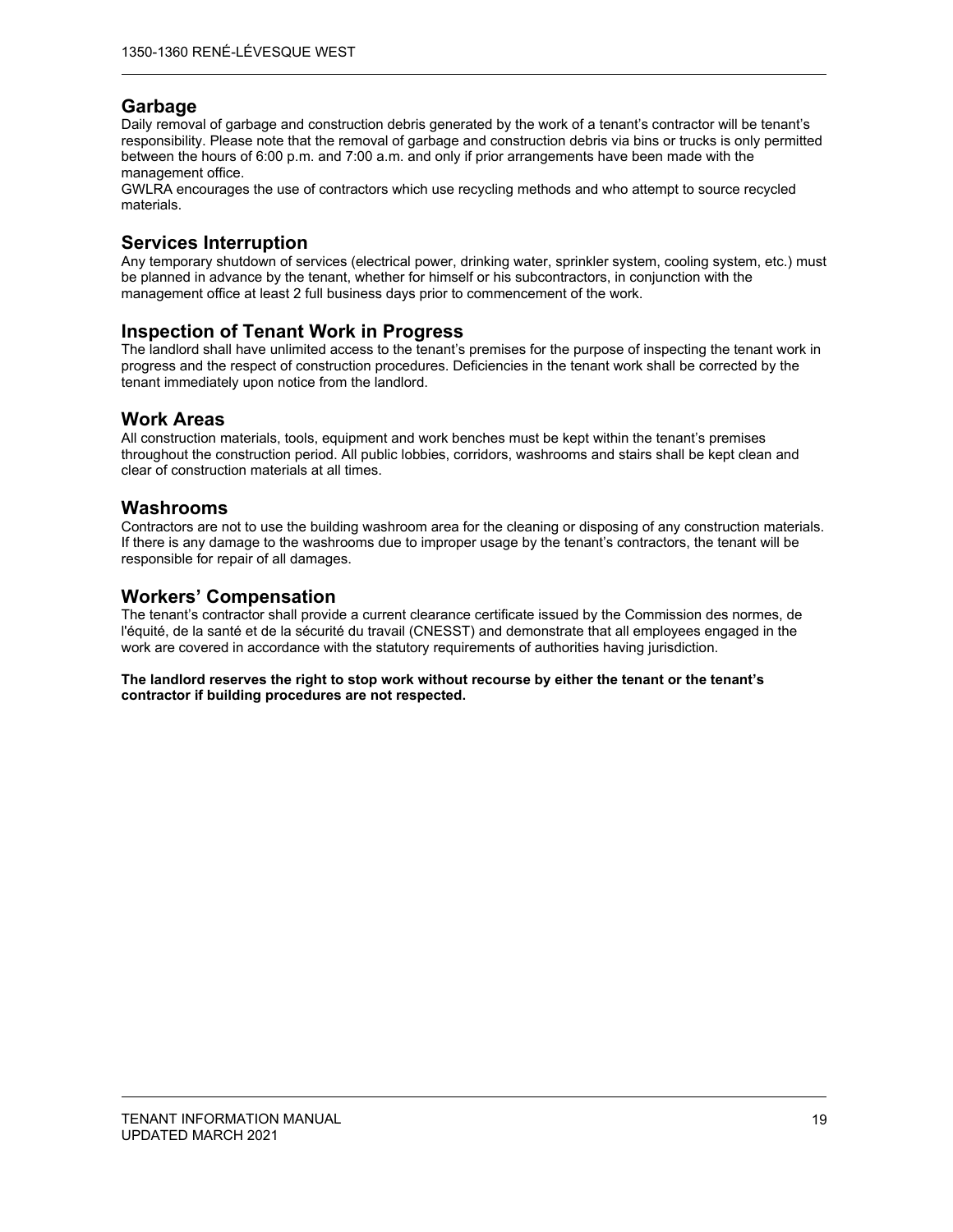## Garbage

Daily removal of garbage and construction debris generated by the work of a tenant's contractor will be tenant's responsibility. Please note that the removal of garbage and construction debris via bins or trucks is only permitted between the hours of 6:00 p.m. and 7:00 a.m. and only if prior arrangements have been made with the management office.

GWLRA encourages the use of contractors which use recycling methods and who attempt to source recycled materials.

## Services Interruption

Any temporary shutdown of services (electrical power, drinking water, sprinkler system, cooling system, etc.) must be planned in advance by the tenant, whether for himself or his subcontractors, in conjunction with the management office at least 2 full business days prior to commencement of the work.

## Inspection of Tenant Work in Progress

The landlord shall have unlimited access to the tenant's premises for the purpose of inspecting the tenant work in progress and the respect of construction procedures. Deficiencies in the tenant work shall be corrected by the tenant immediately upon notice from the landlord.

## Work Areas

All construction materials, tools, equipment and work benches must be kept within the tenant's premises throughout the construction period. All public lobbies, corridors, washrooms and stairs shall be kept clean and clear of construction materials at all times.

## Washrooms

Contractors are not to use the building washroom area for the cleaning or disposing of any construction materials. If there is any damage to the washrooms due to improper usage by the tenant's contractors, the tenant will be responsible for repair of all damages.

## Workers' Compensation

The tenant's contractor shall provide a current clearance certificate issued by the Commission des normes, de l'équité, de la santé et de la sécurité du travail (CNESST) and demonstrate that all employees engaged in the work are covered in accordance with the statutory requirements of authorities having jurisdiction.

**The landlord reserves the right to stop work without recourse by either the tenant or the tenant's contractor if building procedures are not respected.**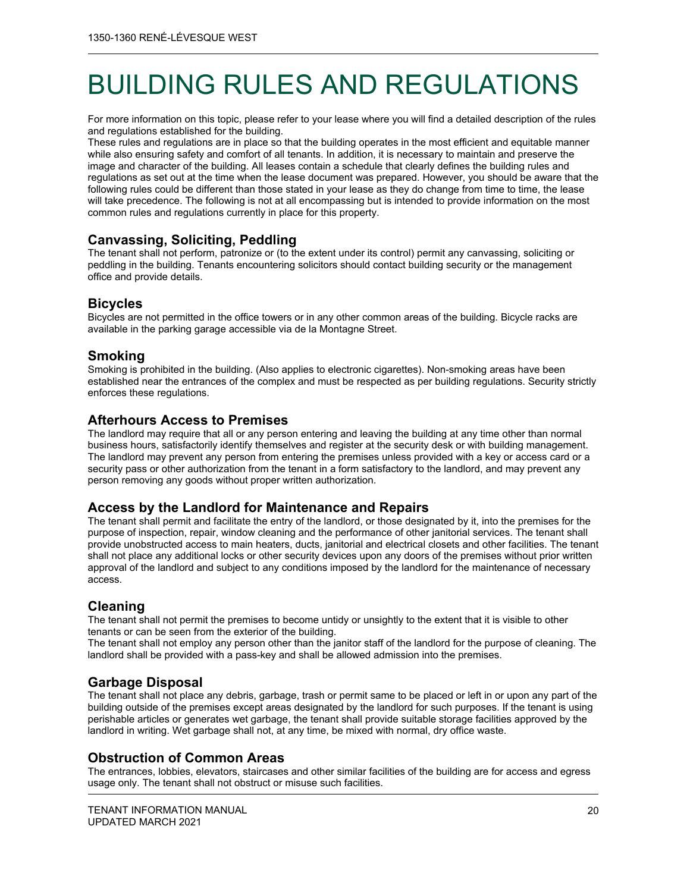# BUILDING RULES AND REGULATIONS

For more information on this topic, please refer to your lease where you will find a detailed description of the rules and regulations established for the building.

These rules and regulations are in place so that the building operates in the most efficient and equitable manner while also ensuring safety and comfort of all tenants. In addition, it is necessary to maintain and preserve the image and character of the building. All leases contain a schedule that clearly defines the building rules and regulations as set out at the time when the lease document was prepared. However, you should be aware that the following rules could be different than those stated in your lease as they do change from time to time, the lease will take precedence. The following is not at all encompassing but is intended to provide information on the most common rules and regulations currently in place for this property.

## Canvassing, Soliciting, Peddling

The tenant shall not perform, patronize or (to the extent under its control) permit any canvassing, soliciting or peddling in the building. Tenants encountering solicitors should contact building security or the management office and provide details.

## Bicycles

Bicycles are not permitted in the office towers or in any other common areas of the building. Bicycle racks are available in the parking garage accessible via de la Montagne Street.

## Smoking

Smoking is prohibited in the building. (Also applies to electronic cigarettes). Non-smoking areas have been established near the entrances of the complex and must be respected as per building regulations. Security strictly enforces these regulations.

## Afterhours Access to Premises

The landlord may require that all or any person entering and leaving the building at any time other than normal business hours, satisfactorily identify themselves and register at the security desk or with building management. The landlord may prevent any person from entering the premises unless provided with a key or access card or a security pass or other authorization from the tenant in a form satisfactory to the landlord, and may prevent any person removing any goods without proper written authorization.

## Access by the Landlord for Maintenance and Repairs

The tenant shall permit and facilitate the entry of the landlord, or those designated by it, into the premises for the purpose of inspection, repair, window cleaning and the performance of other janitorial services. The tenant shall provide unobstructed access to main heaters, ducts, janitorial and electrical closets and other facilities. The tenant shall not place any additional locks or other security devices upon any doors of the premises without prior written approval of the landlord and subject to any conditions imposed by the landlord for the maintenance of necessary access.

## Cleaning

The tenant shall not permit the premises to become untidy or unsightly to the extent that it is visible to other tenants or can be seen from the exterior of the building.

The tenant shall not employ any person other than the janitor staff of the landlord for the purpose of cleaning. The landlord shall be provided with a pass-key and shall be allowed admission into the premises.

## Garbage Disposal

The tenant shall not place any debris, garbage, trash or permit same to be placed or left in or upon any part of the building outside of the premises except areas designated by the landlord for such purposes. If the tenant is using perishable articles or generates wet garbage, the tenant shall provide suitable storage facilities approved by the landlord in writing. Wet garbage shall not, at any time, be mixed with normal, dry office waste.

## Obstruction of Common Areas

The entrances, lobbies, elevators, staircases and other similar facilities of the building are for access and egress usage only. The tenant shall not obstruct or misuse such facilities.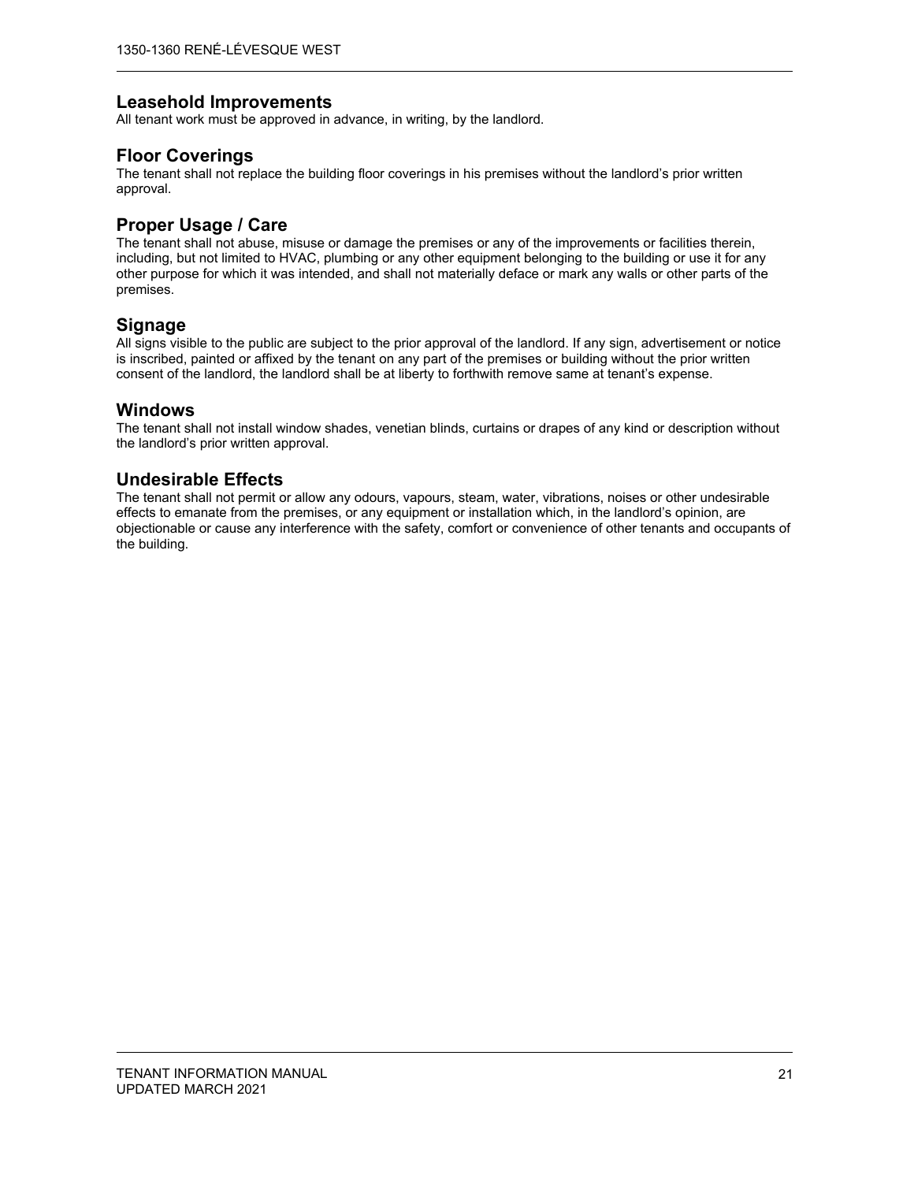## Leasehold Improvements

All tenant work must be approved in advance, in writing, by the landlord.

## Floor Coverings

The tenant shall not replace the building floor coverings in his premises without the landlord's prior written approval.

## Proper Usage / Care

The tenant shall not abuse, misuse or damage the premises or any of the improvements or facilities therein, including, but not limited to HVAC, plumbing or any other equipment belonging to the building or use it for any other purpose for which it was intended, and shall not materially deface or mark any walls or other parts of the premises.

## Signage

All signs visible to the public are subject to the prior approval of the landlord. If any sign, advertisement or notice is inscribed, painted or affixed by the tenant on any part of the premises or building without the prior written consent of the landlord, the landlord shall be at liberty to forthwith remove same at tenant's expense.

## Windows

The tenant shall not install window shades, venetian blinds, curtains or drapes of any kind or description without the landlord's prior written approval.

## Undesirable Effects

The tenant shall not permit or allow any odours, vapours, steam, water, vibrations, noises or other undesirable effects to emanate from the premises, or any equipment or installation which, in the landlord's opinion, are objectionable or cause any interference with the safety, comfort or convenience of other tenants and occupants of the building.